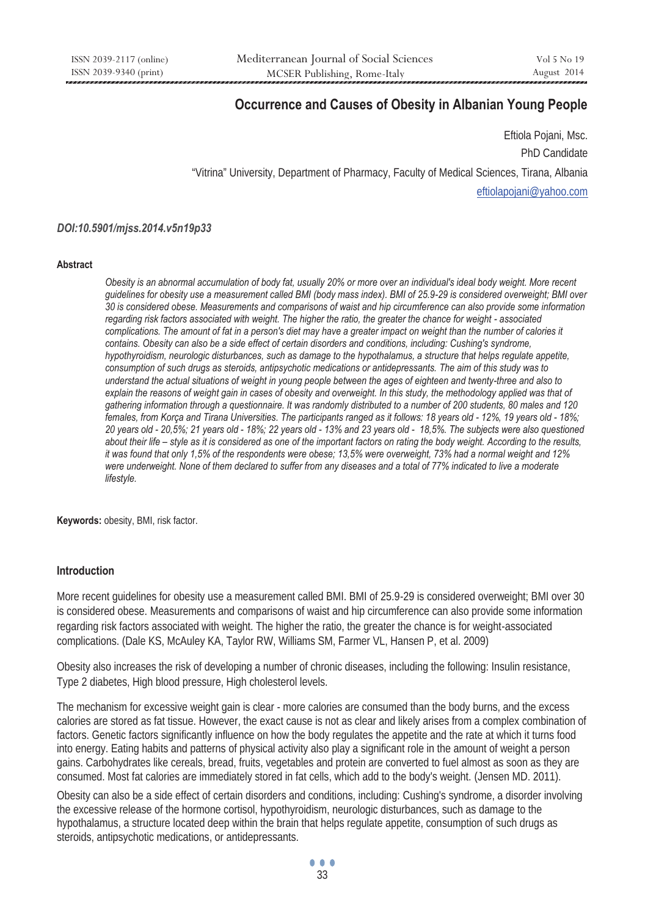# Occurrence and Causes of Obesity in Albanian Young People

Eftiola Pojani, Msc.

PhD Candidate

"Vitrina" University, Department of Pharmacy, Faculty of Medical Sciences, Tirana, Albania

eftiolapojani@yahoo.com

***DOI:10.5901/mjss.2014.v5n19p33***

#### Abstract

*Obesity is an abnormal accumulation of body fat, usually 20% or more over an individual's ideal body weight. More recent guidelines for obesity use a measurement called BMI (body mass index). BMI of 25.9-29 is considered overweight; BMI over 30 is considered obese. Measurements and comparisons of waist and hip circumference can also provide some information regarding risk factors associated with weight. The higher the ratio, the greater the chance for weight - associated complications. The amount of fat in a person's diet may have a greater impact on weight than the number of calories it contains. Obesity can also be a side effect of certain disorders and conditions, including: Cushing's syndrome, hypothyroidism, neurologic disturbances, such as damage to the hypothalamus, a structure that helps regulate appetite, consumption of such drugs as steroids, antipsychotic medications or antidepressants. The aim of this study was to understand the actual situations of weight in young people between the ages of eighteen and twenty-three and also to explain the reasons of weight gain in cases of obesity and overweight. In this study, the methodology applied was that of gathering information through a questionnaire. It was randomly distributed to a number of 200 students, 80 males and 120 females, from Korça and Tirana Universities. The participants ranged as it follows: 18 years old - 12%, 19 years old - 18%; 20 years old - 20,5%; 21 years old - 18%; 22 years old - 13% and 23 years old - 18,5%. The subjects were also questioned about their life – style as it is considered as one of the important factors on rating the body weight. According to the results, it was found that only 1,5% of the respondents were obese; 13,5% were overweight, 73% had a normal weight and 12% were underweight. None of them declared to suffer from any diseases and a total of 77% indicated to live a moderate lifestyle.*

**Keywords:** obesity, BMI, risk factor.

#### Introduction

More recent guidelines for obesity use a measurement called BMI. BMI of 25.9-29 is considered overweight; BMI over 30 is considered obese. Measurements and comparisons of waist and hip circumference can also provide some information regarding risk factors associated with weight. The higher the ratio, the greater the chance is for weight-associated complications. (Dale KS, McAuley KA, Taylor RW, Williams SM, Farmer VL, Hansen P, et al. 2009)

Obesity also increases the risk of developing a number of chronic diseases, including the following: Insulin resistance, Type 2 diabetes, High blood pressure, High cholesterol levels.

The mechanism for excessive weight gain is clear - more calories are consumed than the body burns, and the excess calories are stored as fat tissue. However, the exact cause is not as clear and likely arises from a complex combination of factors. Genetic factors significantly influence on how the body regulates the appetite and the rate at which it turns food into energy. Eating habits and patterns of physical activity also play a significant role in the amount of weight a person gains. Carbohydrates like cereals, bread, fruits, vegetables and protein are converted to fuel almost as soon as they are consumed. Most fat calories are immediately stored in fat cells, which add to the body's weight. (Jensen MD. 2011).

Obesity can also be a side effect of certain disorders and conditions, including: Cushing's syndrome, a disorder involving the excessive release of the hormone cortisol, hypothyroidism, neurologic disturbances, such as damage to the hypothalamus, a structure located deep within the brain that helps regulate appetite, consumption of such drugs as steroids, antipsychotic medications, or antidepressants.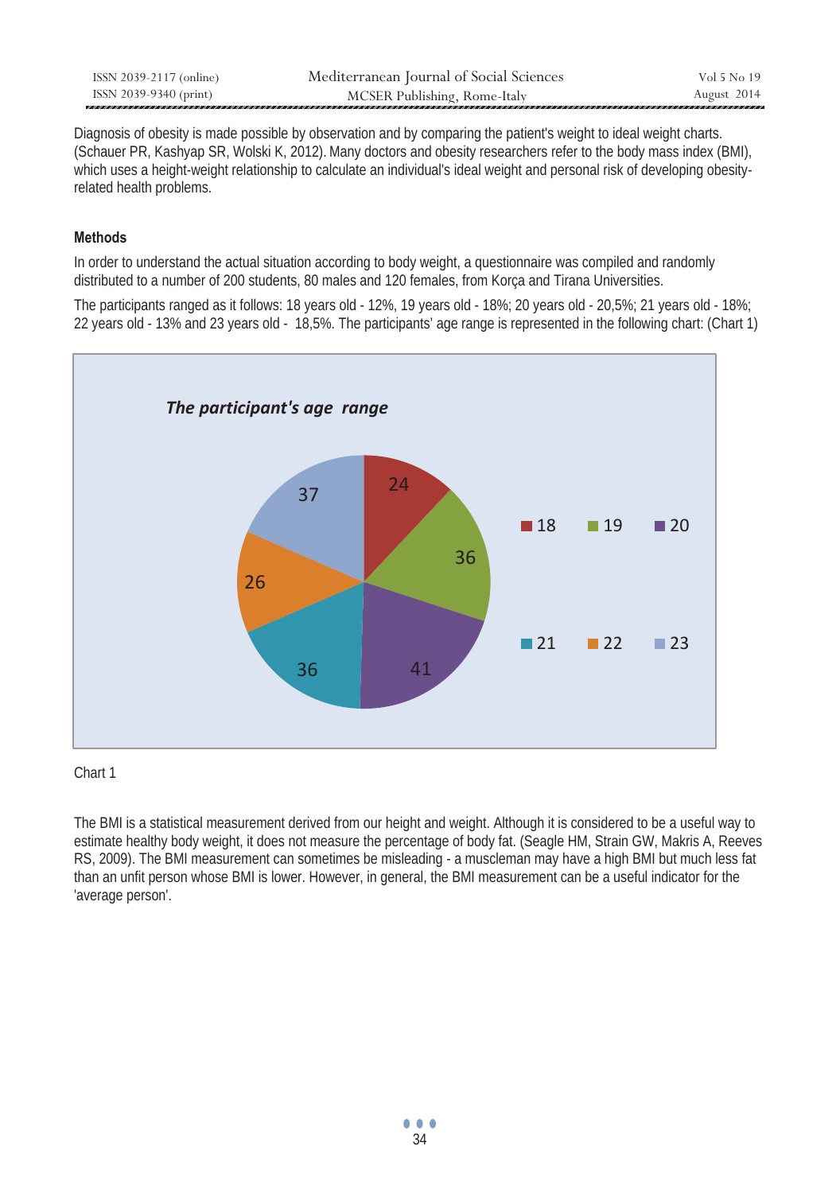Diagnosis of obesity is made possible by observation and by comparing the patient's weight to ideal weight charts. (Schauer PR, Kashyap SR, Wolski K, 2012). Many doctors and obesity researchers refer to the body mass index (BMI), which uses a height-weight relationship to calculate an individual's ideal weight and personal risk of developing obesity-related health problems.

### Methods

In order to understand the actual situation according to body weight, a questionnaire was compiled and randomly distributed to a number of 200 students, 80 males and 120 females, from Korça and Tirana Universities.

The participants ranged as it follows: 18 years old - 12%, 19 years old - 18%; 20 years old - 20,5%; 21 years old - 18%; 22 years old - 13% and 23 years old - 18,5%. The participants' age range is represented in the following chart: (Chart 1)

*The participant's age range*

| Age | Number |
|---|---|
| 18 | 24 |
| 19 | 36 |
| 20 | 41 |
| 21 | 36 |
| 22 | 26 |
| 23 | 37 |

Chart 1

The BMI is a statistical measurement derived from our height and weight. Although it is considered to be a useful way to estimate healthy body weight, it does not measure the percentage of body fat. (Seagle HM, Strain GW, Makris A, Reeves RS, 2009). The BMI measurement can sometimes be misleading - a muscleman may have a high BMI but much less fat than an unfit person whose BMI is lower. However, in general, the BMI measurement can be a useful indicator for the 'average person'.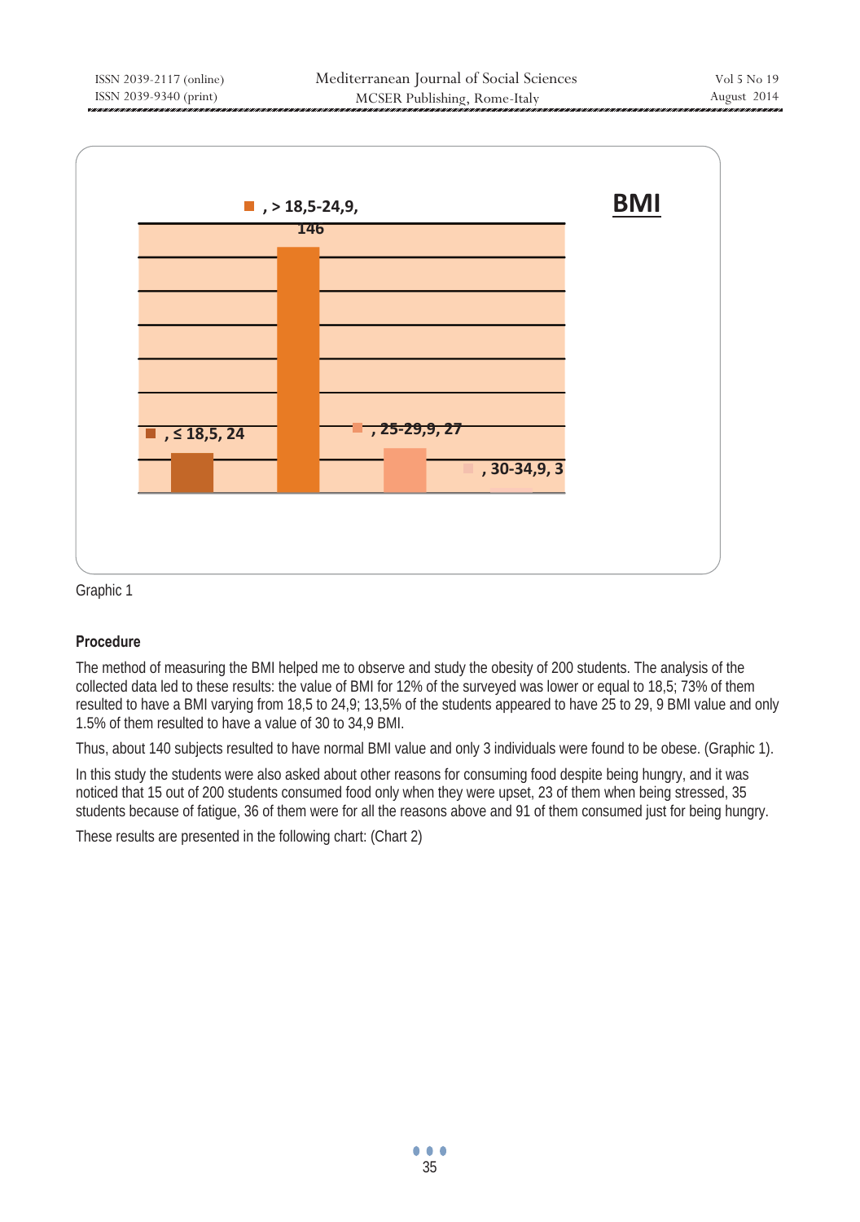BMI

| Category | Value |
| --- | --- |
| ≤ 18,5 | 24 |
| > 18,5-24,9 | 146 |
| 25-29,9 | 27 |
| 30-34,9 | 3 |

Graphic 1

### Procedure

The method of measuring the BMI helped me to observe and study the obesity of 200 students. The analysis of the collected data led to these results: the value of BMI for 12% of the surveyed was lower or equal to 18,5; 73% of them resulted to have a BMI varying from 18,5 to 24,9; 13,5% of the students appeared to have 25 to 29, 9 BMI value and only 1.5% of them resulted to have a value of 30 to 34,9 BMI.

Thus, about 140 subjects resulted to have normal BMI value and only 3 individuals were found to be obese. (Graphic 1).

In this study the students were also asked about other reasons for consuming food despite being hungry, and it was noticed that 15 out of 200 students consumed food only when they were upset, 23 of them when being stressed, 35 students because of fatigue, 36 of them were for all the reasons above and 91 of them consumed just for being hungry.

These results are presented in the following chart: (Chart 2)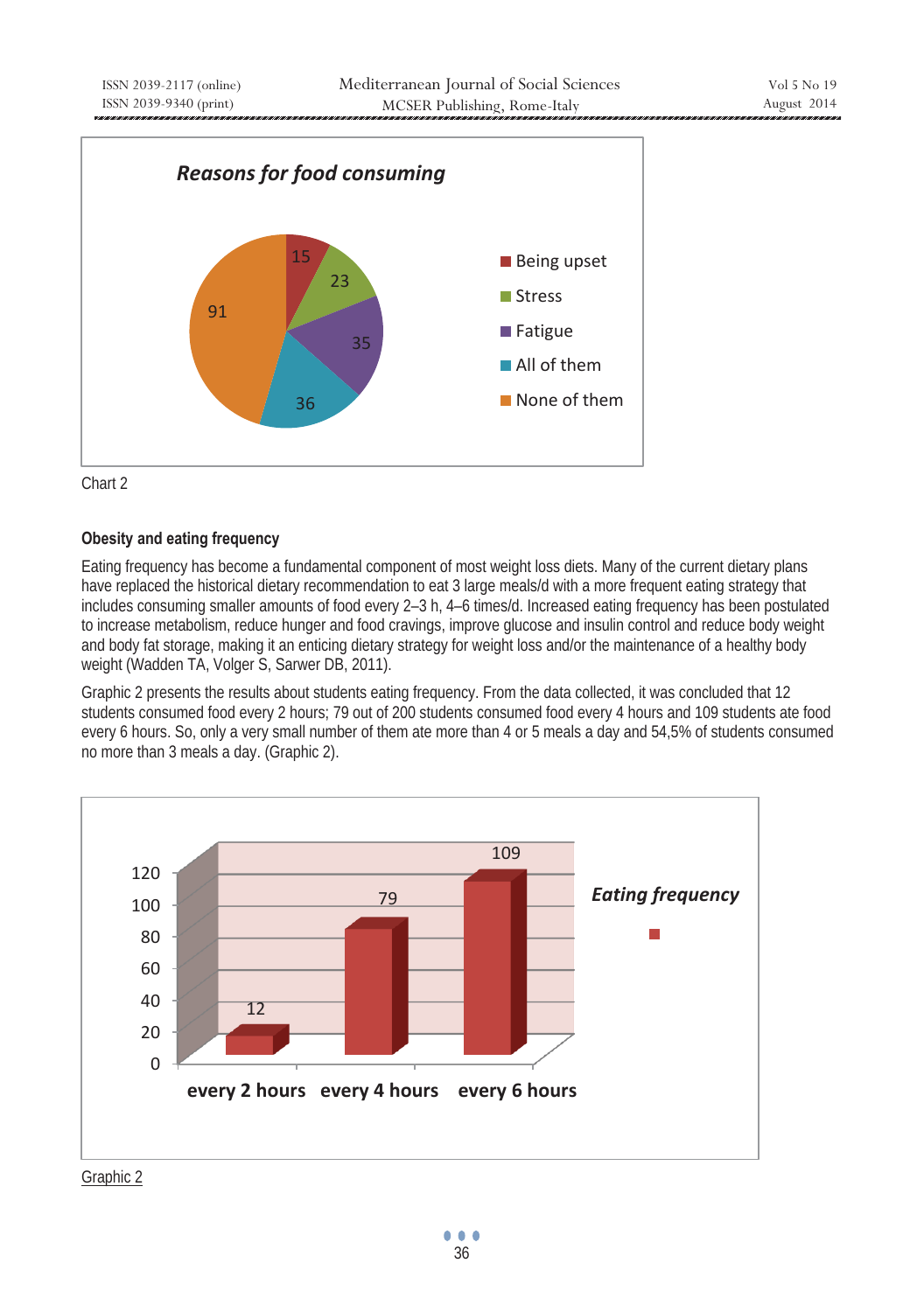Chart 2

## Obesity and eating frequency

Eating frequency has become a fundamental component of most weight loss diets. Many of the current dietary plans have replaced the historical dietary recommendation to eat 3 large meals/d with a more frequent eating strategy that includes consuming smaller amounts of food every 2–3 h, 4–6 times/d. Increased eating frequency has been postulated to increase metabolism, reduce hunger and food cravings, improve glucose and insulin control and reduce body weight and body fat storage, making it an enticing dietary strategy for weight loss and/or the maintenance of a healthy body weight (Wadden TA, Volger S, Sarwer DB, 2011).

Graphic 2 presents the results about students eating frequency. From the data collected, it was concluded that 12 students consumed food every 2 hours; 79 out of 200 students consumed food every 4 hours and 109 students ate food every 6 hours. So, only a very small number of them ate more than 4 or 5 meals a day and 54,5% of students consumed no more than 3 meals a day. (Graphic 2).

Graphic 2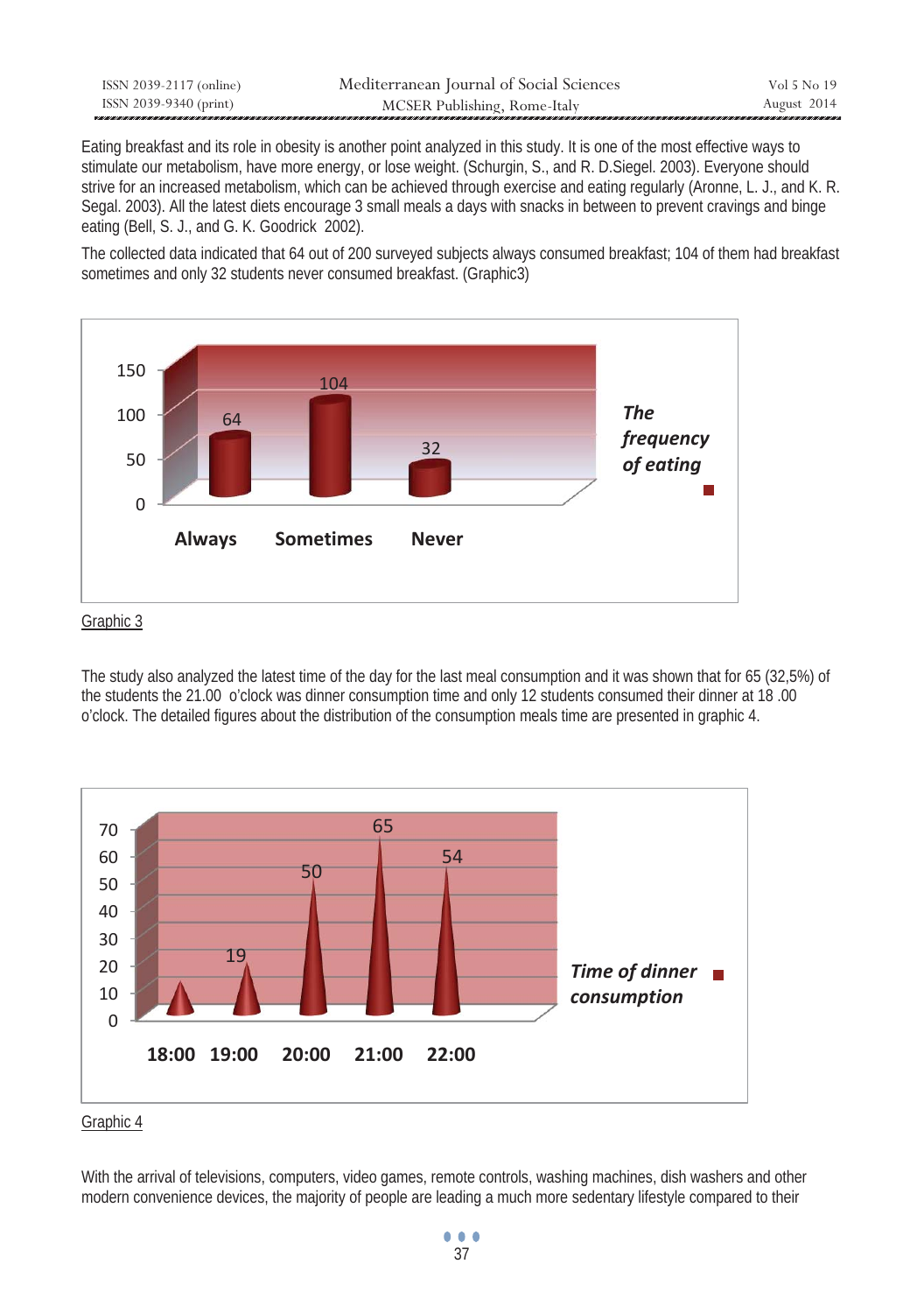Eating breakfast and its role in obesity is another point analyzed in this study. It is one of the most effective ways to stimulate our metabolism, have more energy, or lose weight. (Schurgin, S., and R. D.Siegel. 2003). Everyone should strive for an increased metabolism, which can be achieved through exercise and eating regularly (Aronne, L. J., and K. R. Segal. 2003). All the latest diets encourage 3 small meals a days with snacks in between to prevent cravings and binge eating (Bell, S. J., and G. K. Goodrick  2002).

The collected data indicated that 64 out of 200 surveyed subjects always consumed breakfast; 104 of them had breakfast sometimes and only 32 students never consumed breakfast. (Graphic3)

Graphic 3

The study also analyzed the latest time of the day for the last meal consumption and it was shown that for 65 (32,5%) of the students the 21.00  o'clock was dinner consumption time and only 12 students consumed their dinner at 18 .00 o'clock. The detailed figures about the distribution of the consumption meals time are presented in graphic 4.

Graphic 4

With the arrival of televisions, computers, video games, remote controls, washing machines, dish washers and other modern convenience devices, the majority of people are leading a much more sedentary lifestyle compared to their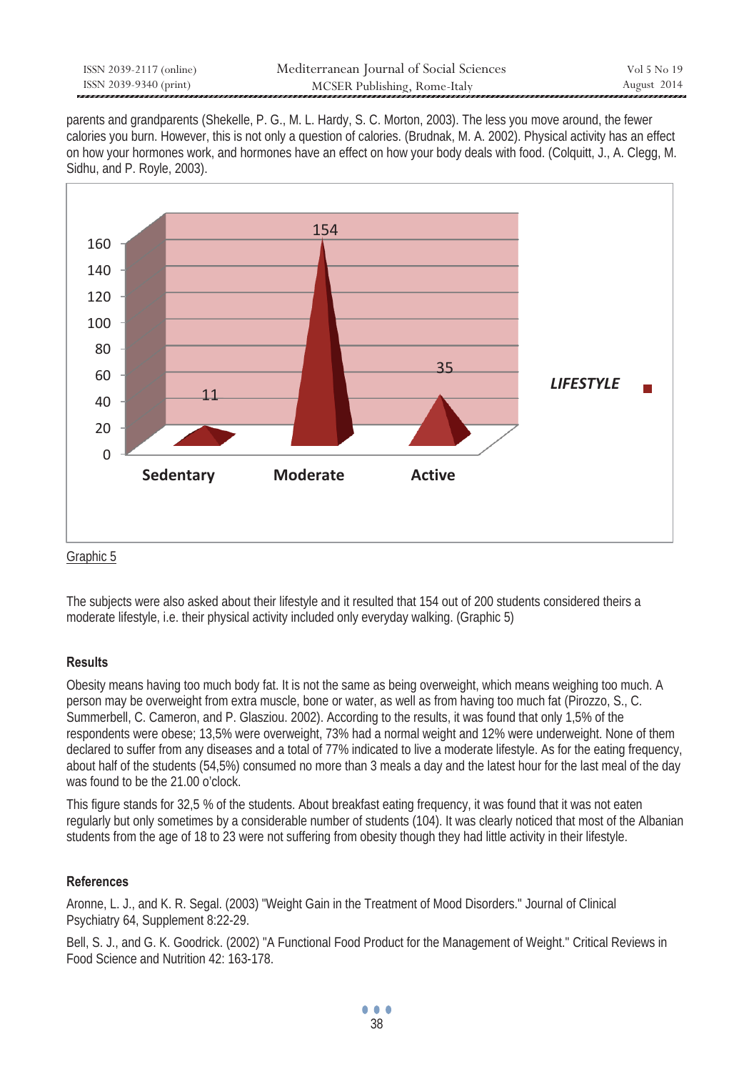parents and grandparents (Shekelle, P. G., M. L. Hardy, S. C. Morton, 2003). The less you move around, the fewer calories you burn. However, this is not only a question of calories. (Brudnak, M. A. 2002). Physical activity has an effect on how your hormones work, and hormones have an effect on how your body deals with food. (Colquitt, J., A. Clegg, M. Sidhu, and P. Royle, 2003).

Graphic 5

The subjects were also asked about their lifestyle and it resulted that 154 out of 200 students considered theirs a moderate lifestyle, i.e. their physical activity included only everyday walking. (Graphic 5)

## Results

Obesity means having too much body fat. It is not the same as being overweight, which means weighing too much. A person may be overweight from extra muscle, bone or water, as well as from having too much fat (Pirozzo, S., C. Summerbell, C. Cameron, and P. Glasziou. 2002). According to the results, it was found that only 1,5% of the respondents were obese; 13,5% were overweight, 73% had a normal weight and 12% were underweight. None of them declared to suffer from any diseases and a total of 77% indicated to live a moderate lifestyle. As for the eating frequency, about half of the students (54,5%) consumed no more than 3 meals a day and the latest hour for the last meal of the day was found to be the 21.00 o'clock.

This figure stands for 32,5 % of the students. About breakfast eating frequency, it was found that it was not eaten regularly but only sometimes by a considerable number of students (104). It was clearly noticed that most of the Albanian students from the age of 18 to 23 were not suffering from obesity though they had little activity in their lifestyle.

## References

Aronne, L. J., and K. R. Segal. (2003) "Weight Gain in the Treatment of Mood Disorders." Journal of Clinical Psychiatry 64, Supplement 8:22-29.

Bell, S. J., and G. K. Goodrick. (2002) "A Functional Food Product for the Management of Weight." Critical Reviews in Food Science and Nutrition 42: 163-178.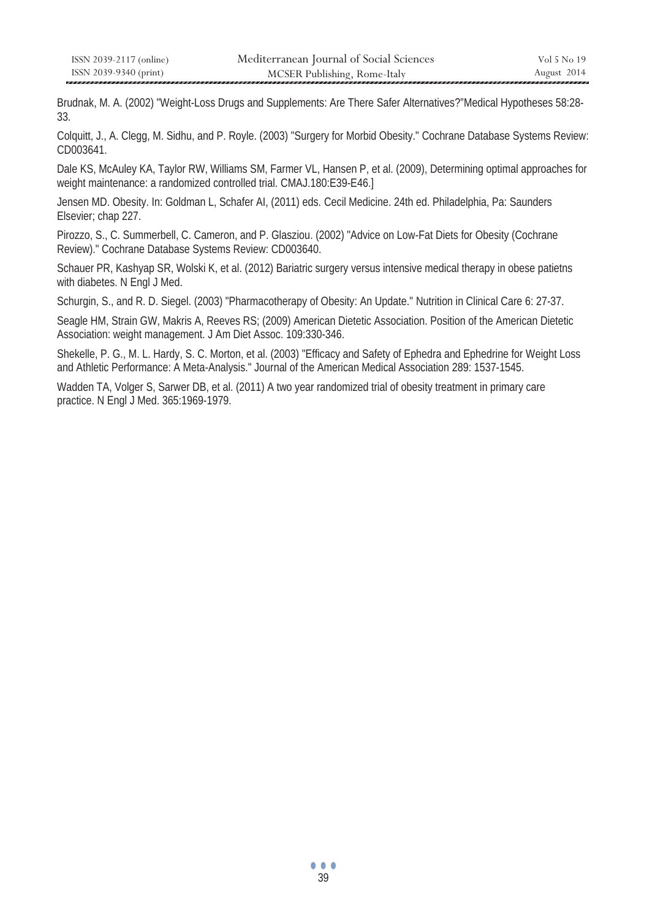Brudnak, M. A. (2002) "Weight-Loss Drugs and Supplements: Are There Safer Alternatives?"Medical Hypotheses 58:28-33.

Colquitt, J., A. Clegg, M. Sidhu, and P. Royle. (2003) "Surgery for Morbid Obesity." Cochrane Database Systems Review: CD003641.

Dale KS, McAuley KA, Taylor RW, Williams SM, Farmer VL, Hansen P, et al. (2009), Determining optimal approaches for weight maintenance: a randomized controlled trial. CMAJ.180:E39-E46.]

Jensen MD. Obesity. In: Goldman L, Schafer AI, (2011) eds. Cecil Medicine. 24th ed. Philadelphia, Pa: Saunders Elsevier; chap 227.

Pirozzo, S., C. Summerbell, C. Cameron, and P. Glasziou. (2002) "Advice on Low-Fat Diets for Obesity (Cochrane Review)." Cochrane Database Systems Review: CD003640.

Schauer PR, Kashyap SR, Wolski K, et al. (2012) Bariatric surgery versus intensive medical therapy in obese patietns with diabetes. N Engl J Med.

Schurgin, S., and R. D. Siegel. (2003) "Pharmacotherapy of Obesity: An Update." Nutrition in Clinical Care 6: 27-37.

Seagle HM, Strain GW, Makris A, Reeves RS; (2009) American Dietetic Association. Position of the American Dietetic Association: weight management. J Am Diet Assoc. 109:330-346.

Shekelle, P. G., M. L. Hardy, S. C. Morton, et al. (2003) "Efficacy and Safety of Ephedra and Ephedrine for Weight Loss and Athletic Performance: A Meta-Analysis." Journal of the American Medical Association 289: 1537-1545.

Wadden TA, Volger S, Sarwer DB, et al. (2011) A two year randomized trial of obesity treatment in primary care practice. N Engl J Med. 365:1969-1979.